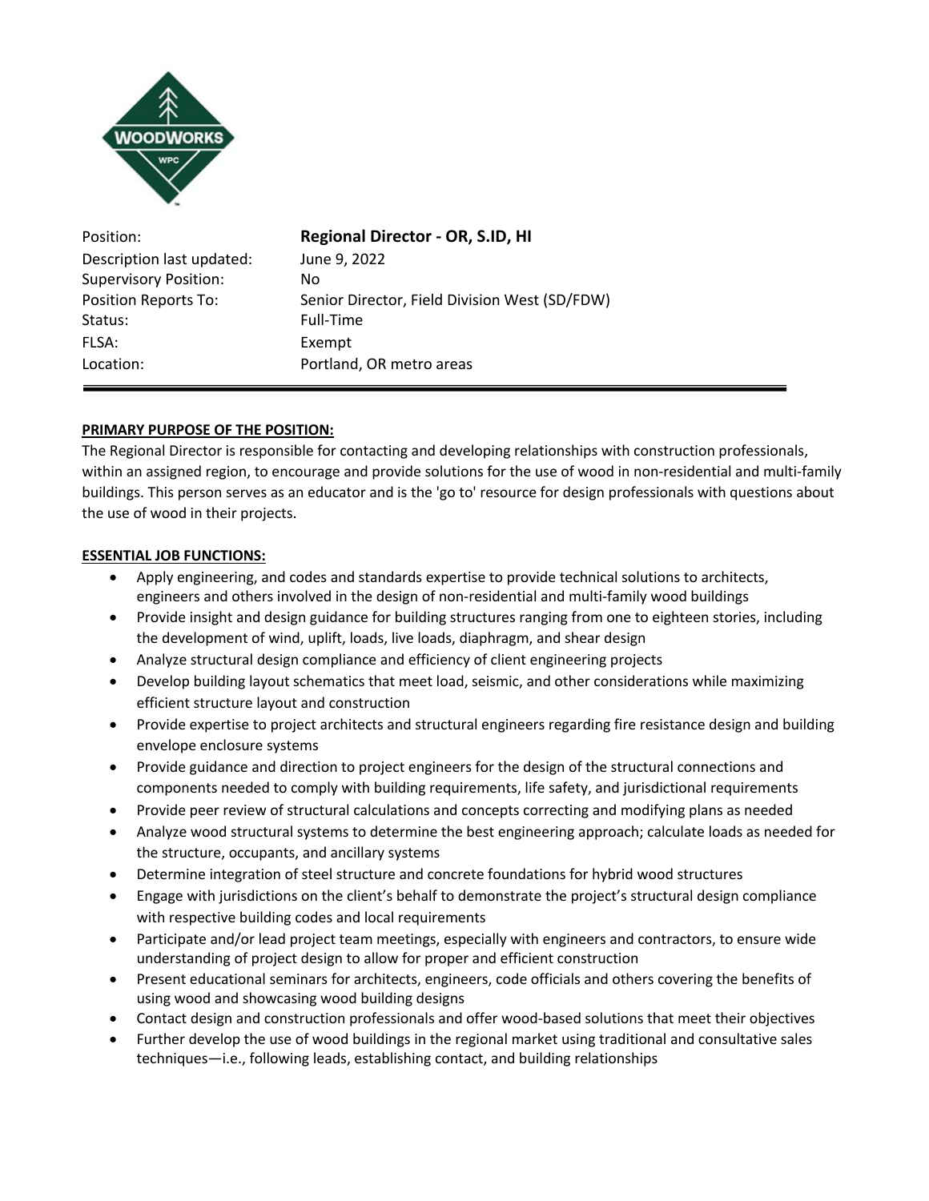| | |
|---|---|
| Position: | **Regional Director - OR, S.ID, HI** |
| Description last updated: | June 9, 2022 |
| Supervisory Position: | No |
| Position Reports To: | Senior Director, Field Division West (SD/FDW) |
| Status: | Full-Time |
| FLSA: | Exempt |
| Location: | Portland, OR metro areas |

## PRIMARY PURPOSE OF THE POSITION:

The Regional Director is responsible for contacting and developing relationships with construction professionals, within an assigned region, to encourage and provide solutions for the use of wood in non-residential and multi-family buildings. This person serves as an educator and is the 'go to' resource for design professionals with questions about the use of wood in their projects.

## ESSENTIAL JOB FUNCTIONS:

- Apply engineering, and codes and standards expertise to provide technical solutions to architects, engineers and others involved in the design of non-residential and multi-family wood buildings
- Provide insight and design guidance for building structures ranging from one to eighteen stories, including the development of wind, uplift, loads, live loads, diaphragm, and shear design
- Analyze structural design compliance and efficiency of client engineering projects
- Develop building layout schematics that meet load, seismic, and other considerations while maximizing efficient structure layout and construction
- Provide expertise to project architects and structural engineers regarding fire resistance design and building envelope enclosure systems
- Provide guidance and direction to project engineers for the design of the structural connections and components needed to comply with building requirements, life safety, and jurisdictional requirements
- Provide peer review of structural calculations and concepts correcting and modifying plans as needed
- Analyze wood structural systems to determine the best engineering approach; calculate loads as needed for the structure, occupants, and ancillary systems
- Determine integration of steel structure and concrete foundations for hybrid wood structures
- Engage with jurisdictions on the client's behalf to demonstrate the project's structural design compliance with respective building codes and local requirements
- Participate and/or lead project team meetings, especially with engineers and contractors, to ensure wide understanding of project design to allow for proper and efficient construction
- Present educational seminars for architects, engineers, code officials and others covering the benefits of using wood and showcasing wood building designs
- Contact design and construction professionals and offer wood-based solutions that meet their objectives
- Further develop the use of wood buildings in the regional market using traditional and consultative sales techniques—i.e., following leads, establishing contact, and building relationships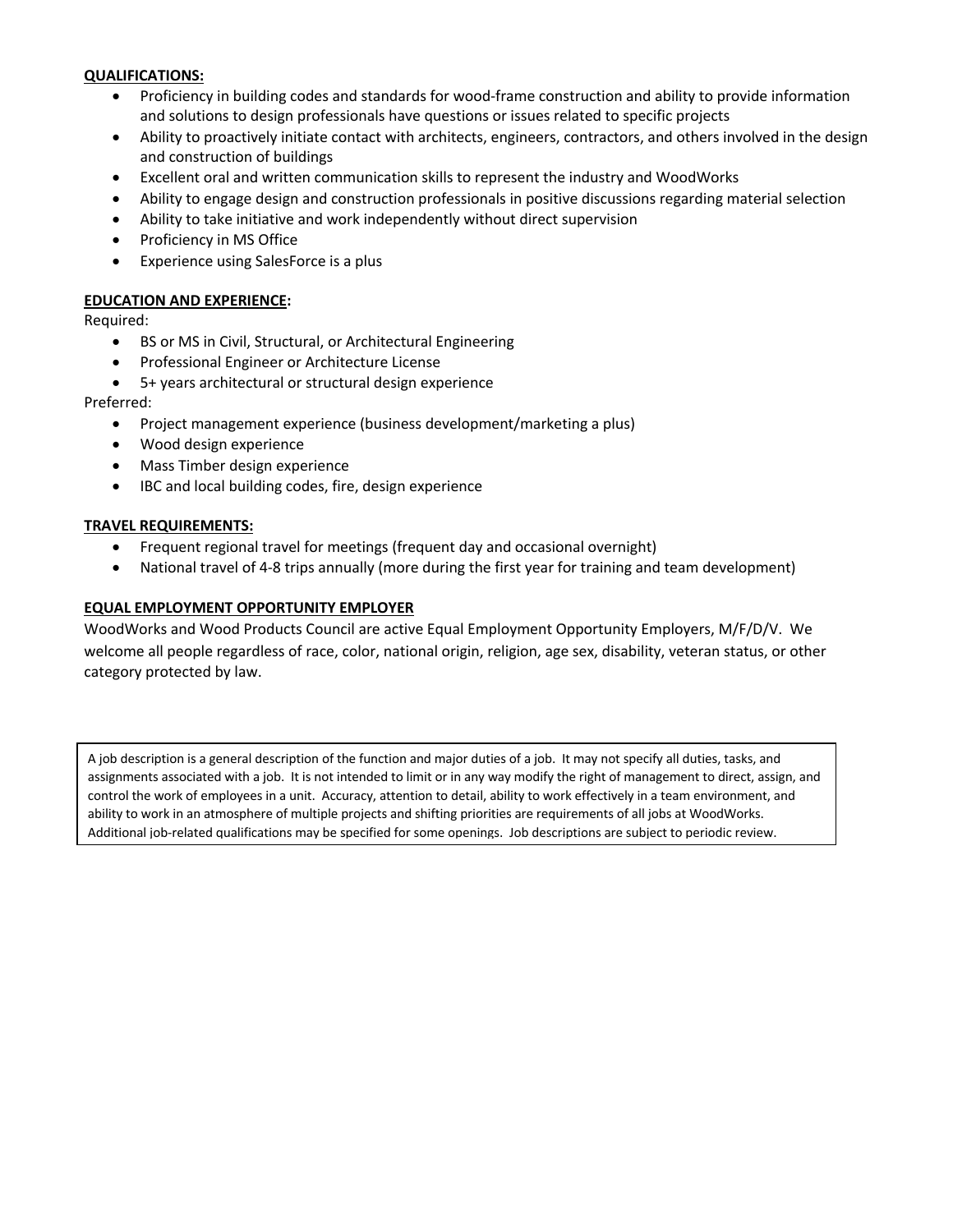**QUALIFICATIONS:**

- Proficiency in building codes and standards for wood-frame construction and ability to provide information and solutions to design professionals have questions or issues related to specific projects
- Ability to proactively initiate contact with architects, engineers, contractors, and others involved in the design and construction of buildings
- Excellent oral and written communication skills to represent the industry and WoodWorks
- Ability to engage design and construction professionals in positive discussions regarding material selection
- Ability to take initiative and work independently without direct supervision
- Proficiency in MS Office
- Experience using SalesForce is a plus

**EDUCATION AND EXPERIENCE:**

Required:

- BS or MS in Civil, Structural, or Architectural Engineering
- Professional Engineer or Architecture License
- 5+ years architectural or structural design experience

Preferred:

- Project management experience (business development/marketing a plus)
- Wood design experience
- Mass Timber design experience
- IBC and local building codes, fire, design experience

**TRAVEL REQUIREMENTS:**

- Frequent regional travel for meetings (frequent day and occasional overnight)
- National travel of 4-8 trips annually (more during the first year for training and team development)

**EQUAL EMPLOYMENT OPPORTUNITY EMPLOYER**

WoodWorks and Wood Products Council are active Equal Employment Opportunity Employers, M/F/D/V. We welcome all people regardless of race, color, national origin, religion, age sex, disability, veteran status, or other category protected by law.

A job description is a general description of the function and major duties of a job. It may not specify all duties, tasks, and assignments associated with a job. It is not intended to limit or in any way modify the right of management to direct, assign, and control the work of employees in a unit. Accuracy, attention to detail, ability to work effectively in a team environment, and ability to work in an atmosphere of multiple projects and shifting priorities are requirements of all jobs at WoodWorks. Additional job-related qualifications may be specified for some openings. Job descriptions are subject to periodic review.